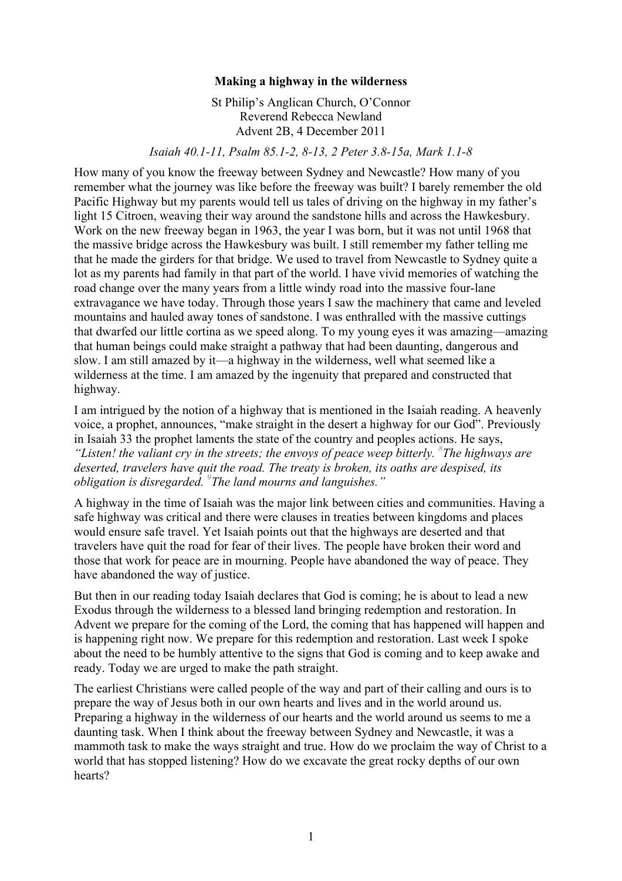# Making a highway in the wilderness

St Philip's Anglican Church, O'Connor
Reverend Rebecca Newland
Advent 2B, 4 December 2011

*Isaiah 40.1-11, Psalm 85.1-2, 8-13, 2 Peter 3.8-15a, Mark 1.1-8*

How many of you know the freeway between Sydney and Newcastle? How many of you remember what the journey was like before the freeway was built? I barely remember the old Pacific Highway but my parents would tell us tales of driving on the highway in my father's light 15 Citroen, weaving their way around the sandstone hills and across the Hawkesbury. Work on the new freeway began in 1963, the year I was born, but it was not until 1968 that the massive bridge across the Hawkesbury was built. I still remember my father telling me that he made the girders for that bridge. We used to travel from Newcastle to Sydney quite a lot as my parents had family in that part of the world. I have vivid memories of watching the road change over the many years from a little windy road into the massive four-lane extravagance we have today. Through those years I saw the machinery that came and leveled mountains and hauled away tones of sandstone. I was enthralled with the massive cuttings that dwarfed our little cortina as we speed along. To my young eyes it was amazing—amazing that human beings could make straight a pathway that had been daunting, dangerous and slow. I am still amazed by it—a highway in the wilderness, well what seemed like a wilderness at the time. I am amazed by the ingenuity that prepared and constructed that highway.

I am intrigued by the notion of a highway that is mentioned in the Isaiah reading. A heavenly voice, a prophet, announces, "make straight in the desert a highway for our God". Previously in Isaiah 33 the prophet laments the state of the country and peoples actions. He says, *"Listen! the valiant cry in the streets; the envoys of peace weep bitterly. [8]The highways are deserted, travelers have quit the road. The treaty is broken, its oaths are despised, its obligation is disregarded. [9]The land mourns and languishes."*

A highway in the time of Isaiah was the major link between cities and communities. Having a safe highway was critical and there were clauses in treaties between kingdoms and places would ensure safe travel. Yet Isaiah points out that the highways are deserted and that travelers have quit the road for fear of their lives. The people have broken their word and those that work for peace are in mourning. People have abandoned the way of peace. They have abandoned the way of justice.

But then in our reading today Isaiah declares that God is coming; he is about to lead a new Exodus through the wilderness to a blessed land bringing redemption and restoration. In Advent we prepare for the coming of the Lord, the coming that has happened will happen and is happening right now. We prepare for this redemption and restoration. Last week I spoke about the need to be humbly attentive to the signs that God is coming and to keep awake and ready. Today we are urged to make the path straight.

The earliest Christians were called people of the way and part of their calling and ours is to prepare the way of Jesus both in our own hearts and lives and in the world around us. Preparing a highway in the wilderness of our hearts and the world around us seems to me a daunting task. When I think about the freeway between Sydney and Newcastle, it was a mammoth task to make the ways straight and true. How do we proclaim the way of Christ to a world that has stopped listening? How do we excavate the great rocky depths of our own hearts?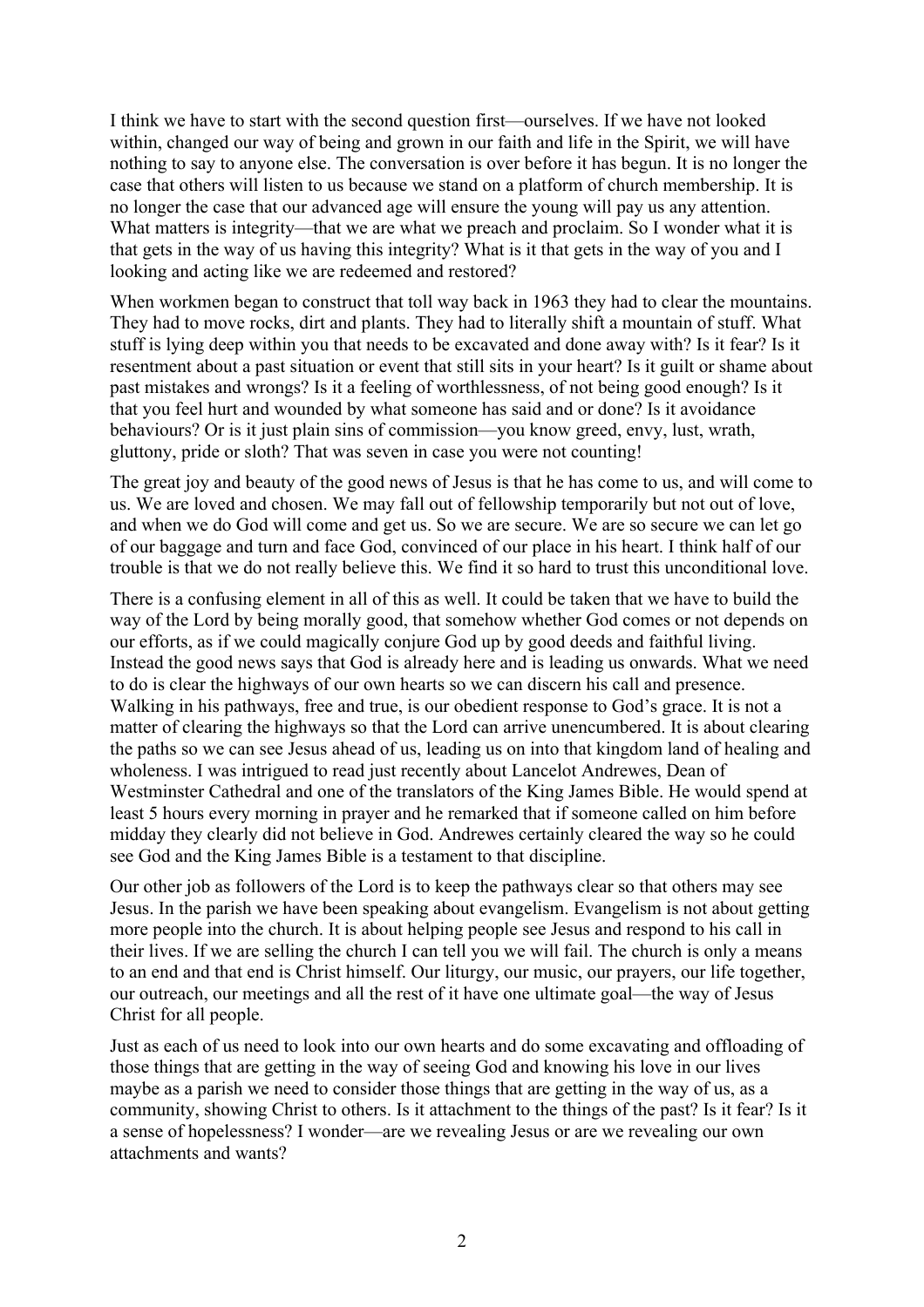I think we have to start with the second question first—ourselves. If we have not looked within, changed our way of being and grown in our faith and life in the Spirit, we will have nothing to say to anyone else. The conversation is over before it has begun. It is no longer the case that others will listen to us because we stand on a platform of church membership. It is no longer the case that our advanced age will ensure the young will pay us any attention. What matters is integrity—that we are what we preach and proclaim. So I wonder what it is that gets in the way of us having this integrity? What is it that gets in the way of you and I looking and acting like we are redeemed and restored?

When workmen began to construct that toll way back in 1963 they had to clear the mountains. They had to move rocks, dirt and plants. They had to literally shift a mountain of stuff. What stuff is lying deep within you that needs to be excavated and done away with? Is it fear? Is it resentment about a past situation or event that still sits in your heart? Is it guilt or shame about past mistakes and wrongs? Is it a feeling of worthlessness, of not being good enough? Is it that you feel hurt and wounded by what someone has said and or done? Is it avoidance behaviours? Or is it just plain sins of commission—you know greed, envy, lust, wrath, gluttony, pride or sloth? That was seven in case you were not counting!

The great joy and beauty of the good news of Jesus is that he has come to us, and will come to us. We are loved and chosen. We may fall out of fellowship temporarily but not out of love, and when we do God will come and get us. So we are secure. We are so secure we can let go of our baggage and turn and face God, convinced of our place in his heart. I think half of our trouble is that we do not really believe this. We find it so hard to trust this unconditional love.

There is a confusing element in all of this as well. It could be taken that we have to build the way of the Lord by being morally good, that somehow whether God comes or not depends on our efforts, as if we could magically conjure God up by good deeds and faithful living. Instead the good news says that God is already here and is leading us onwards. What we need to do is clear the highways of our own hearts so we can discern his call and presence. Walking in his pathways, free and true, is our obedient response to God's grace. It is not a matter of clearing the highways so that the Lord can arrive unencumbered. It is about clearing the paths so we can see Jesus ahead of us, leading us on into that kingdom land of healing and wholeness. I was intrigued to read just recently about Lancelot Andrewes, Dean of Westminster Cathedral and one of the translators of the King James Bible. He would spend at least 5 hours every morning in prayer and he remarked that if someone called on him before midday they clearly did not believe in God. Andrewes certainly cleared the way so he could see God and the King James Bible is a testament to that discipline.

Our other job as followers of the Lord is to keep the pathways clear so that others may see Jesus. In the parish we have been speaking about evangelism. Evangelism is not about getting more people into the church. It is about helping people see Jesus and respond to his call in their lives. If we are selling the church I can tell you we will fail. The church is only a means to an end and that end is Christ himself. Our liturgy, our music, our prayers, our life together, our outreach, our meetings and all the rest of it have one ultimate goal—the way of Jesus Christ for all people.

Just as each of us need to look into our own hearts and do some excavating and offloading of those things that are getting in the way of seeing God and knowing his love in our lives maybe as a parish we need to consider those things that are getting in the way of us, as a community, showing Christ to others. Is it attachment to the things of the past? Is it fear? Is it a sense of hopelessness? I wonder—are we revealing Jesus or are we revealing our own attachments and wants?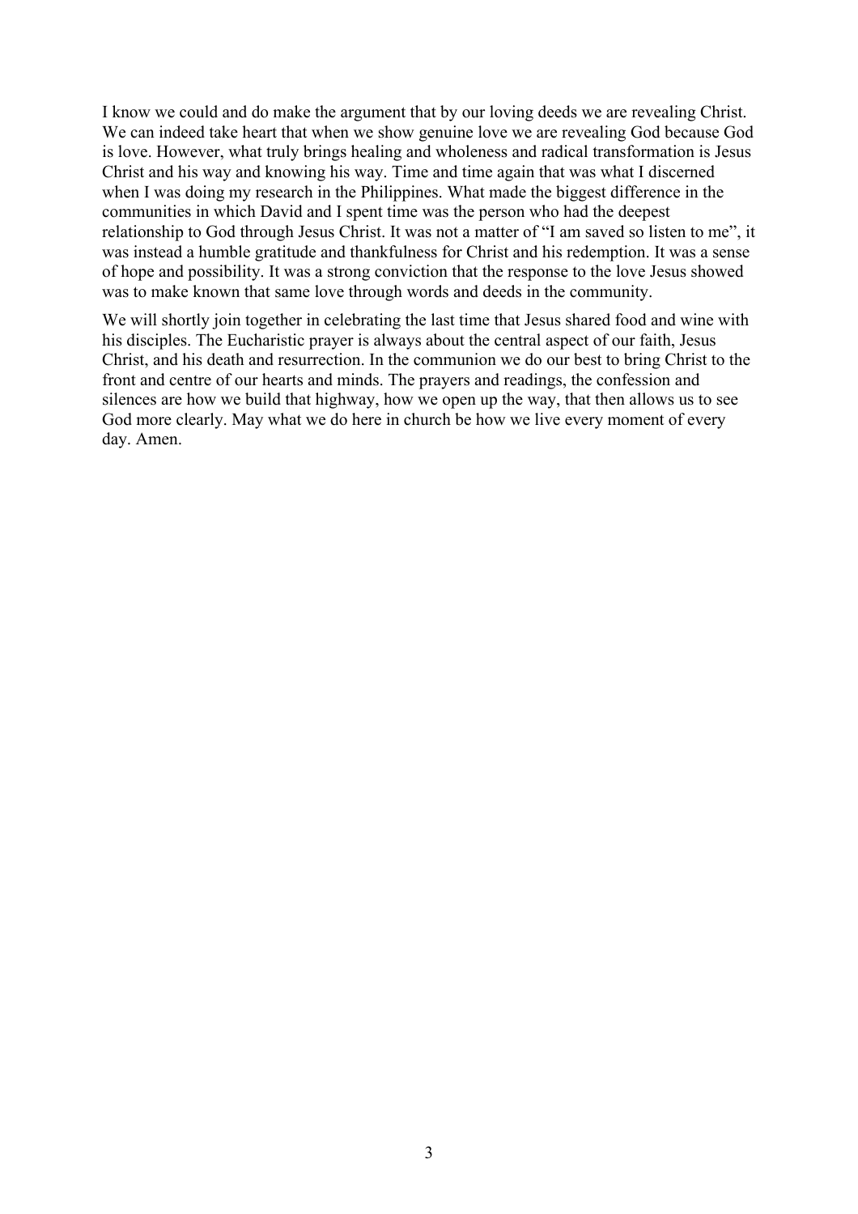I know we could and do make the argument that by our loving deeds we are revealing Christ. We can indeed take heart that when we show genuine love we are revealing God because God is love. However, what truly brings healing and wholeness and radical transformation is Jesus Christ and his way and knowing his way. Time and time again that was what I discerned when I was doing my research in the Philippines. What made the biggest difference in the communities in which David and I spent time was the person who had the deepest relationship to God through Jesus Christ. It was not a matter of "I am saved so listen to me", it was instead a humble gratitude and thankfulness for Christ and his redemption. It was a sense of hope and possibility. It was a strong conviction that the response to the love Jesus showed was to make known that same love through words and deeds in the community.

We will shortly join together in celebrating the last time that Jesus shared food and wine with his disciples. The Eucharistic prayer is always about the central aspect of our faith, Jesus Christ, and his death and resurrection. In the communion we do our best to bring Christ to the front and centre of our hearts and minds. The prayers and readings, the confession and silences are how we build that highway, how we open up the way, that then allows us to see God more clearly. May what we do here in church be how we live every moment of every day. Amen.